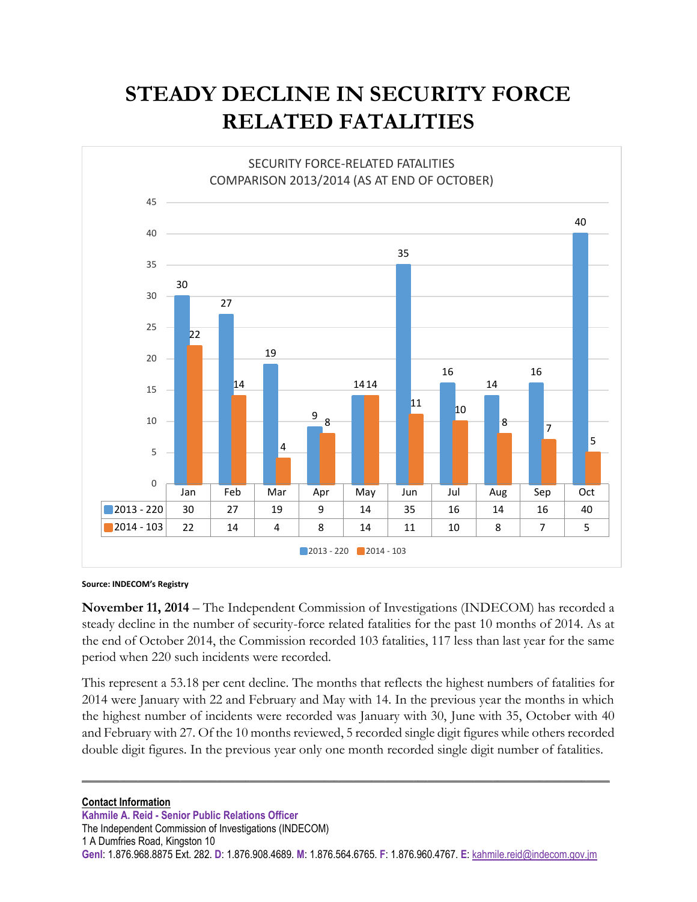# STEADY DECLINE IN SECURITY FORCE RELATED FATALITIES

SECURITY FORCE-RELATED FATALITIES
COMPARISON 2013/2014 (AS AT END OF OCTOBER)

| | Jan | Feb | Mar | Apr | May | Jun | Jul | Aug | Sep | Oct |
|---|---|---|---|---|---|---|---|---|---|---|
| 2013 - 220 | 30 | 27 | 19 | 9 | 14 | 35 | 16 | 14 | 16 | 40 |
| 2014 - 103 | 22 | 14 | 4 | 8 | 14 | 11 | 10 | 8 | 7 | 5 |

**Source: INDECOM's Registry**

**November 11, 2014** – The Independent Commission of Investigations (INDECOM) has recorded a steady decline in the number of security-force related fatalities for the past 10 months of 2014. As at the end of October 2014, the Commission recorded 103 fatalities, 117 less than last year for the same period when 220 such incidents were recorded.

This represent a 53.18 per cent decline. The months that reflects the highest numbers of fatalities for 2014 were January with 22 and February and May with 14. In the previous year the months in which the highest number of incidents were recorded was January with 30, June with 35, October with 40 and February with 27. Of the 10 months reviewed, 5 recorded single digit figures while others recorded double digit figures. In the previous year only one month recorded single digit number of fatalities.

---

**Contact Information**
**Kahmile A. Reid - Senior Public Relations Officer**
The Independent Commission of Investigations (INDECOM)
1 A Dumfries Road, Kingston 10
**Genl**: 1.876.968.8875 Ext. 282. **D**: 1.876.908.4689. **M**: 1.876.564.6765. **F**: 1.876.960.4767. **E**: kahmile.reid@indecom.gov.jm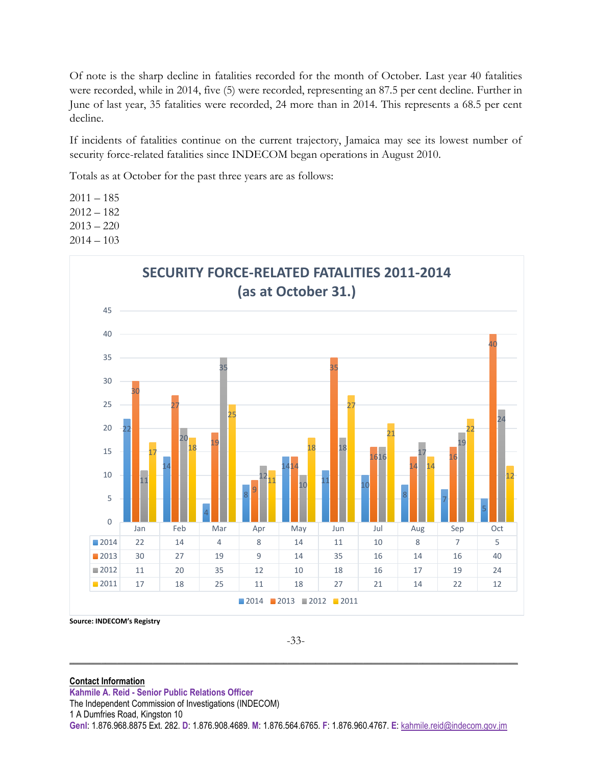Of note is the sharp decline in fatalities recorded for the month of October. Last year 40 fatalities were recorded, while in 2014, five (5) were recorded, representing an 87.5 per cent decline. Further in June of last year, 35 fatalities were recorded, 24 more than in 2014. This represents a 68.5 per cent decline.

If incidents of fatalities continue on the current trajectory, Jamaica may see its lowest number of security force-related fatalities since INDECOM began operations in August 2010.

Totals as at October for the past three years are as follows:

2011 – 185
2012 – 182
2013 – 220
2014 – 103

**SECURITY FORCE-RELATED FATALITIES 2011-2014 (as at October 31.)**

0
5
10
15
20
25
30
35
40
45

| | Jan | Feb | Mar | Apr | May | Jun | Jul | Aug | Sep | Oct |
|---|---|---|---|---|---|---|---|---|---|---|
| 2014 | 22 | 14 | 4 | 8 | 14 | 11 | 10 | 8 | 7 | 5 |
| 2013 | 30 | 27 | 19 | 9 | 14 | 35 | 16 | 14 | 16 | 40 |
| 2012 | 11 | 20 | 35 | 12 | 10 | 18 | 16 | 17 | 19 | 24 |
| 2011 | 17 | 18 | 25 | 11 | 18 | 27 | 21 | 14 | 22 | 12 |

2014 2013 2012 2011

**Source: INDECOM's Registry**

---

**Contact Information**
**Kahmile A. Reid - Senior Public Relations Officer**
The Independent Commission of Investigations (INDECOM)
1 A Dumfries Road, Kingston 10
**Genl**: 1.876.968.8875 Ext. 282. **D**: 1.876.908.4689. **M**: 1.876.564.6765. **F**: 1.876.960.4767. **E**: kahmile.reid@indecom.gov.jm